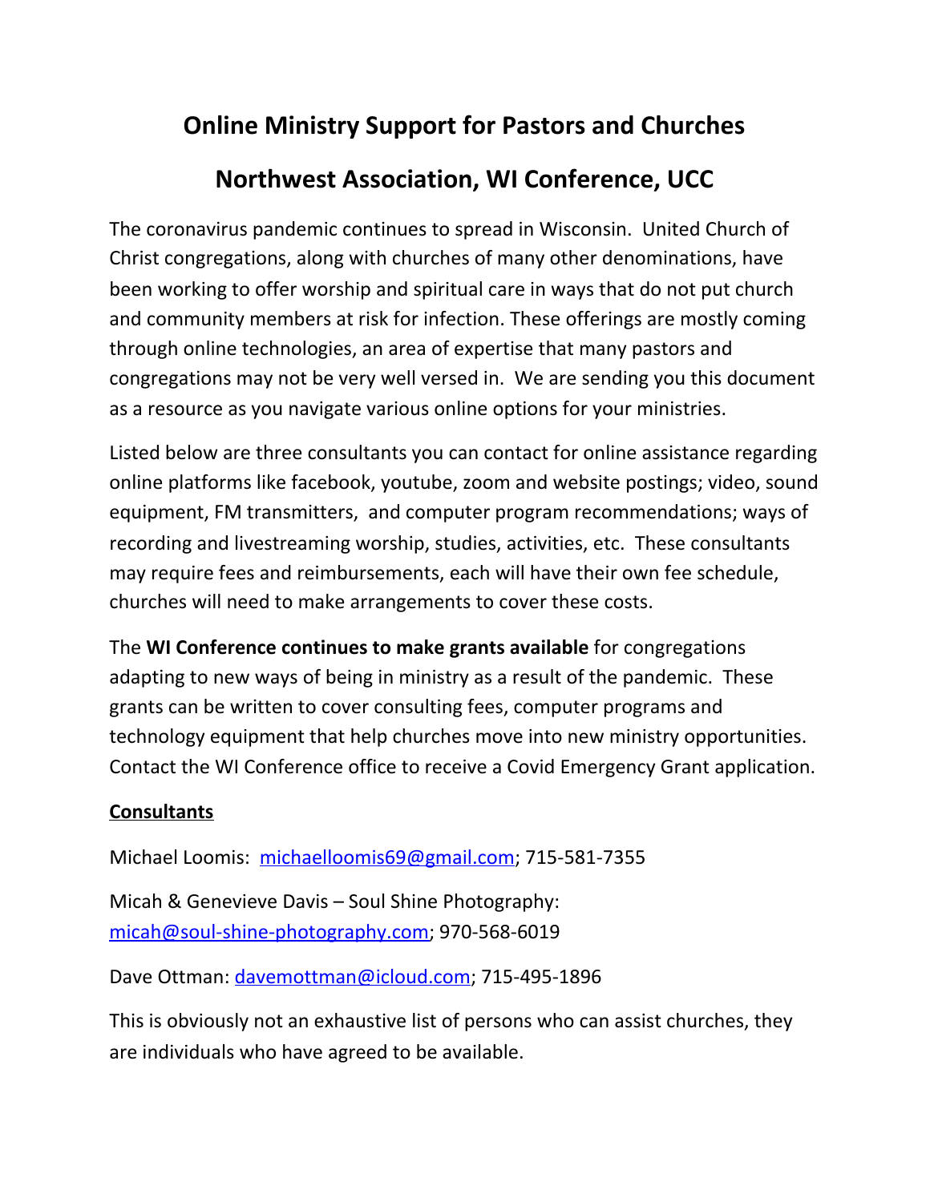# Online Ministry Support for Pastors and Churches

## Northwest Association, WI Conference, UCC

The coronavirus pandemic continues to spread in Wisconsin. United Church of Christ congregations, along with churches of many other denominations, have been working to offer worship and spiritual care in ways that do not put church and community members at risk for infection. These offerings are mostly coming through online technologies, an area of expertise that many pastors and congregations may not be very well versed in. We are sending you this document as a resource as you navigate various online options for your ministries.

Listed below are three consultants you can contact for online assistance regarding online platforms like facebook, youtube, zoom and website postings; video, sound equipment, FM transmitters, and computer program recommendations; ways of recording and livestreaming worship, studies, activities, etc. These consultants may require fees and reimbursements, each will have their own fee schedule, churches will need to make arrangements to cover these costs.

The **WI Conference continues to make grants available** for congregations adapting to new ways of being in ministry as a result of the pandemic. These grants can be written to cover consulting fees, computer programs and technology equipment that help churches move into new ministry opportunities. Contact the WI Conference office to receive a Covid Emergency Grant application.

**Consultants**

Michael Loomis: michaelloomis69@gmail.com; 715-581-7355

Micah & Genevieve Davis – Soul Shine Photography: micah@soul-shine-photography.com; 970-568-6019

Dave Ottman: davemottman@icloud.com; 715-495-1896

This is obviously not an exhaustive list of persons who can assist churches, they are individuals who have agreed to be available.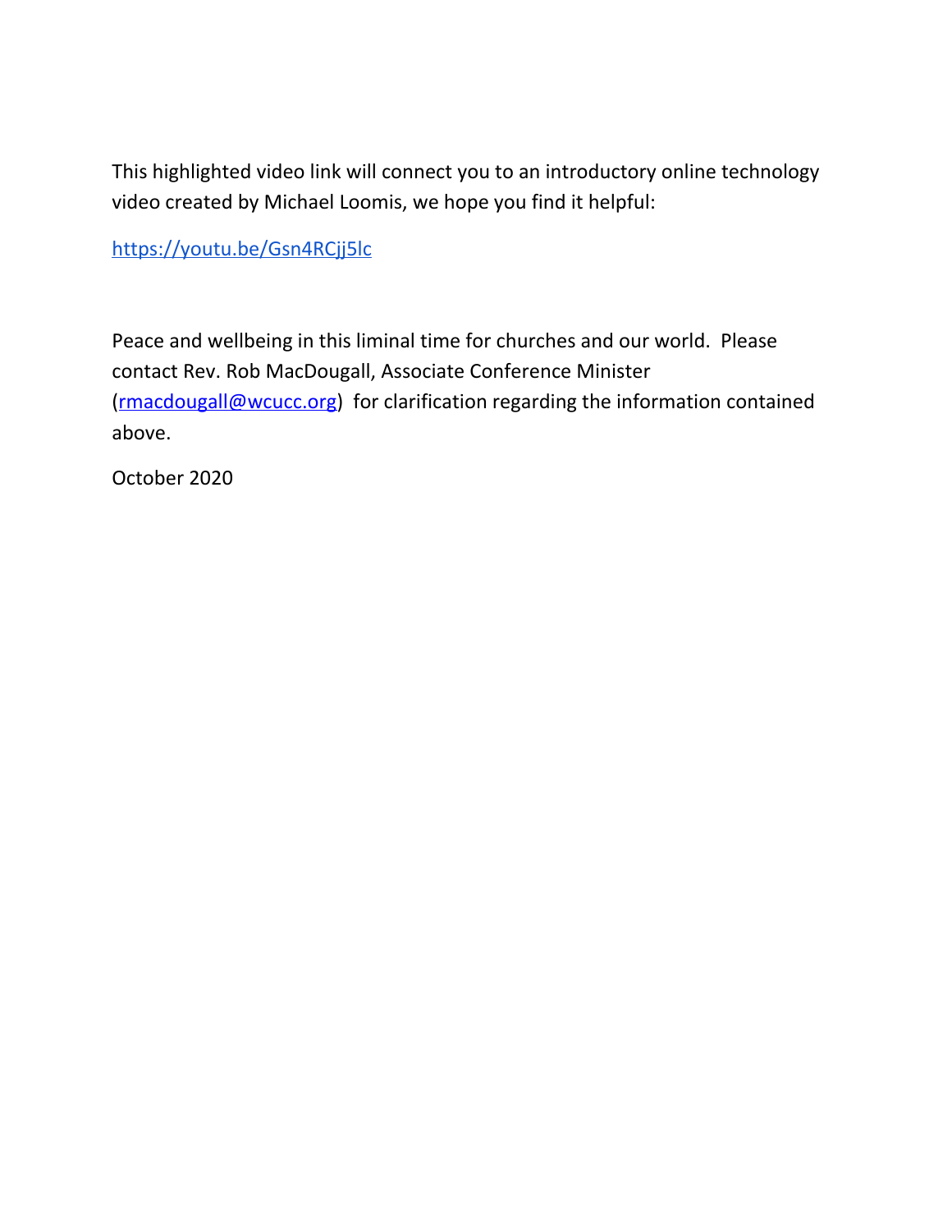This highlighted video link will connect you to an introductory online technology video created by Michael Loomis, we hope you find it helpful:

[https://youtu.be/Gsn4RCjj5lc](https://youtu.be/Gsn4RCjj5lc)

Peace and wellbeing in this liminal time for churches and our world. Please contact Rev. Rob MacDougall, Associate Conference Minister ([rmacdougall@wcucc.org](mailto:rmacdougall@wcucc.org)) for clarification regarding the information contained above.

October 2020